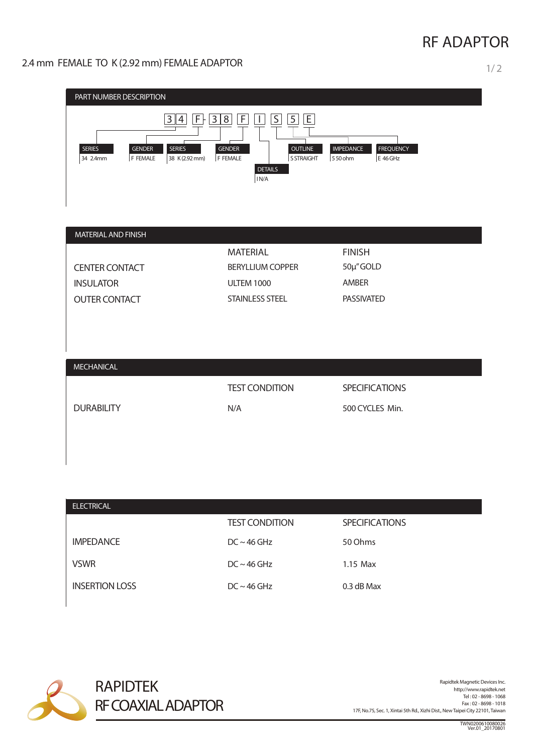# RF ADAPTOR

## 2.4 mm FEMALE TO K (2.92 mm) FEMALE ADAPTOR

### PART NUMBER DESCRIPTION

34 F - 38 F I S 5 E

| Field | Code | Description |
|---|---|---|
| SERIES | 34 | 2.4mm |
| GENDER | F | FEMALE |
| SERIES | 38 | K (2.92 mm) |
| GENDER | F | FEMALE |
| DETAILS | I | N/A |
| OUTLINE | S | STRAIGHT |
| IMPEDANCE | 5 | 50 ohm |
| FREQUENCY | E | 46 GHz |

### MATERIAL AND FINISH

| | MATERIAL | FINISH |
|---|---|---|
| CENTER CONTACT | BERYLLIUM COPPER | 50μ" GOLD |
| INSULATOR | ULTEM 1000 | AMBER |
| OUTER CONTACT | STAINLESS STEEL | PASSIVATED |

### MECHANICAL

| | TEST CONDITION | SPECIFICATIONS |
|---|---|---|
| DURABILITY | N/A | 500 CYCLES Min. |

### ELECTRICAL

| | TEST CONDITION | SPECIFICATIONS |
|---|---|---|
| IMPEDANCE | DC ~ 46 GHz | 50 Ohms |
| VSWR | DC ~ 46 GHz | 1.15 Max |
| INSERTION LOSS | DC ~ 46 GHz | 0.3 dB Max |

RAPIDTEK
RF COAXIAL ADAPTOR

Rapidtek Magnetic Devices Inc.
http://www.rapidtek.net
Tel : 02 - 8698 - 1068
Fax : 02 - 8698 - 1018
17F, No.75, Sec. 1, Xintai 5th Rd., Xizhi Dist., New Taipei City 22101, Taiwan

TWN0200610080026
Ver.01_20170801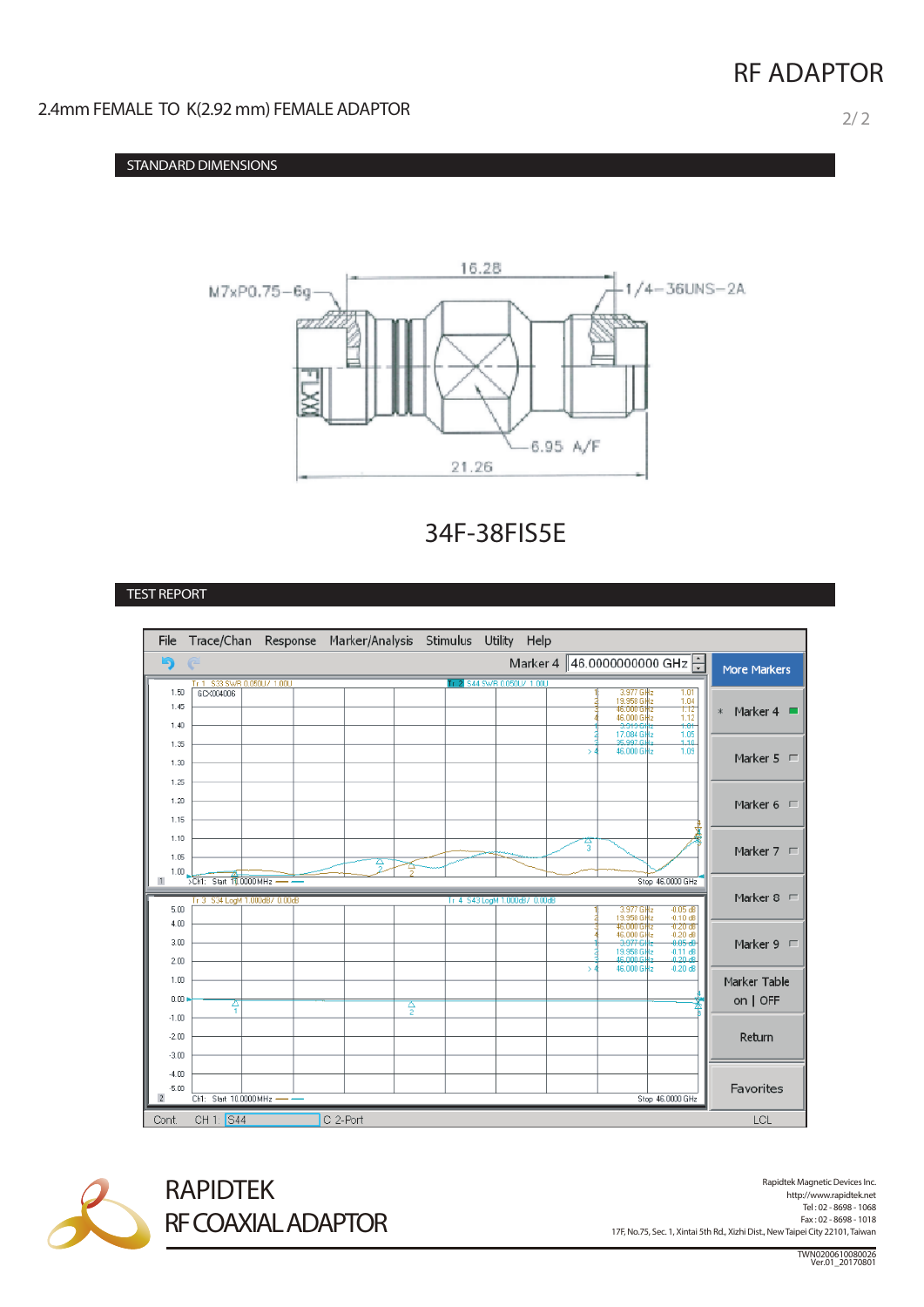# RF ADAPTOR

## 2.4mm FEMALE TO K(2.92 mm) FEMALE ADAPTOR

### STANDARD DIMENSIONS

M7xP0.75-6g

16.28

1/4-36UNS-2A

6.95 A/F

21.26

34F-38FIS5E

### TEST REPORT

File Trace/Chan Response Marker/Analysis Stimulus Utility Help

Marker 4 46.0000000000 GHz

More Markers

Marker 4

Marker 5

Marker 6

Marker 7

Marker 8

Marker 9

Marker Table on | OFF

Return

Favorites

Tr 1 S33 SWR 0.050U/ 1.00U

Tr 2 S44 SWR 0.050U/ 1.00U

6CX004006

1 3.977 GHz 1.01
2 19.958 GHz 1.04
3 46.000 GHz 1.12
4 46.000 GHz 1.12
1 3.913 GHz 1.01
2 17.084 GHz 1.05
3 25.997 GHz 1.10
> 4 46.000 GHz 1.09

1.50 1.45 1.40 1.35 1.30 1.25 1.20 1.15 1.10 1.05 1.00

Ch1: Start 10.0000 MHz Stop 46.0000 GHz

Tr 3 S34 LogM 1.000dB/ 0.00dB

Tr 4 S43 LogM 1.000dB/ 0.00dB

1 3.977 GHz -0.05 dB
2 19.958 GHz -0.10 dB
3 46.000 GHz -0.20 dB
4 46.000 GHz -0.20 dB
1 3.977 GHz -0.05 dB
2 19.958 GHz -0.11 dB
3 46.000 GHz -0.20 dB
> 4 46.000 GHz -0.20 dB

5.00 4.00 3.00 2.00 1.00 0.00 -1.00 -2.00 -3.00 -4.00 -5.00

Ch1: Start 10.0000 MHz Stop 46.0000 GHz

Cont. CH 1 S44 C 2-Port LCL

RAPIDTEK
RF COAXIAL ADAPTOR

Rapidtek Magnetic Devices Inc.
http://www.rapidtek.net
Tel : 02 - 8698 - 1068
Fax : 02 - 8698 - 1018
17F, No.75, Sec. 1, Xintai 5th Rd., Xizhi Dist., New Taipei City 22101, Taiwan

TWN0200610080026
Ver.01_20170801